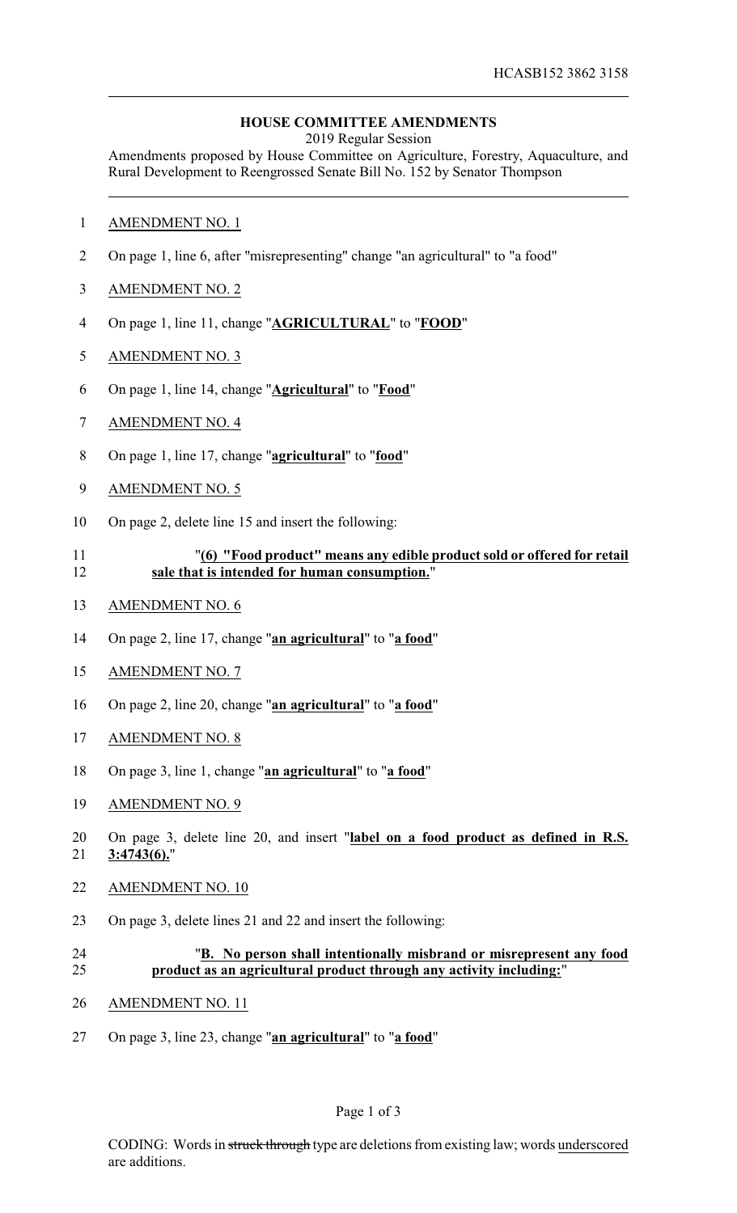HCASB152 3862 3158

## HOUSE COMMITTEE AMENDMENTS

2019 Regular Session

Amendments proposed by House Committee on Agriculture, Forestry, Aquaculture, and Rural Development to Reengrossed Senate Bill No. 152 by Senator Thompson

AMENDMENT NO. 1

On page 1, line 6, after "misrepresenting" change "an agricultural" to "a food"

AMENDMENT NO. 2

On page 1, line 11, change "**AGRICULTURAL**" to "**FOOD**"

AMENDMENT NO. 3

On page 1, line 14, change "**Agricultural**" to "**Food**"

AMENDMENT NO. 4

On page 1, line 17, change "**agricultural**" to "**food**"

AMENDMENT NO. 5

On page 2, delete line 15 and insert the following:

"**(6) "Food product" means any edible product sold or offered for retail sale that is intended for human consumption.**"

AMENDMENT NO. 6

On page 2, line 17, change "**an agricultural**" to "**a food**"

AMENDMENT NO. 7

On page 2, line 20, change "**an agricultural**" to "**a food**"

AMENDMENT NO. 8

On page 3, line 1, change "**an agricultural**" to "**a food**"

AMENDMENT NO. 9

On page 3, delete line 20, and insert "**label on a food product as defined in R.S. 3:4743(6).**"

AMENDMENT NO. 10

On page 3, delete lines 21 and 22 and insert the following:

"**B. No person shall intentionally misbrand or misrepresent any food product as an agricultural product through any activity including:**"

AMENDMENT NO. 11

On page 3, line 23, change "**an agricultural**" to "**a food**"

CODING: Words in ~~struck through~~ type are deletions from existing law; words underscored are additions.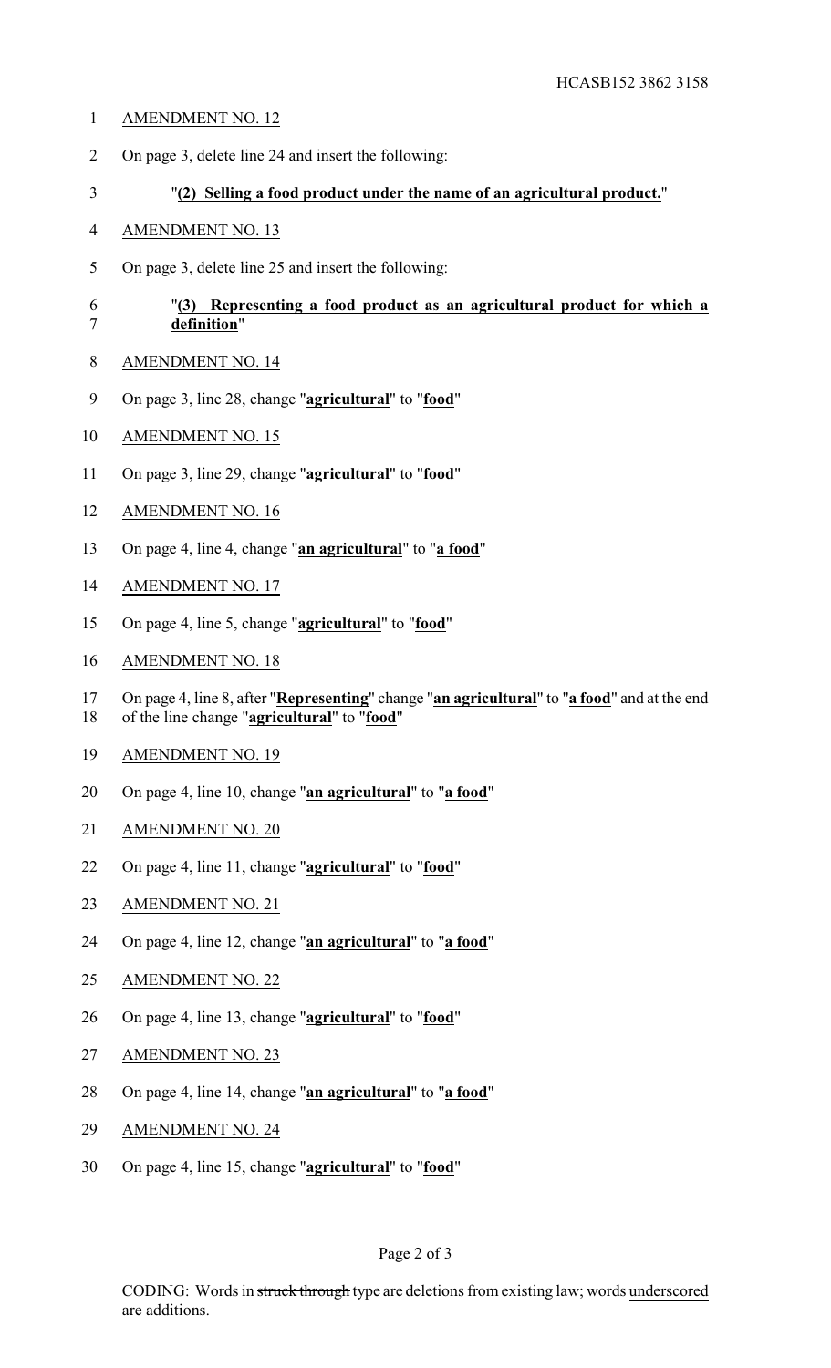AMENDMENT NO. 12

On page 3, delete line 24 and insert the following:

"**(2) Selling a food product under the name of an agricultural product.**"

AMENDMENT NO. 13

On page 3, delete line 25 and insert the following:

"**(3) Representing a food product as an agricultural product for which a definition**"

AMENDMENT NO. 14

On page 3, line 28, change "**agricultural**" to "**food**"

AMENDMENT NO. 15

On page 3, line 29, change "**agricultural**" to "**food**"

AMENDMENT NO. 16

On page 4, line 4, change "**an agricultural**" to "**a food**"

AMENDMENT NO. 17

On page 4, line 5, change "**agricultural**" to "**food**"

AMENDMENT NO. 18

On page 4, line 8, after "**Representing**" change "**an agricultural**" to "**a food**" and at the end of the line change "**agricultural**" to "**food**"

AMENDMENT NO. 19

On page 4, line 10, change "**an agricultural**" to "**a food**"

AMENDMENT NO. 20

On page 4, line 11, change "**agricultural**" to "**food**"

AMENDMENT NO. 21

On page 4, line 12, change "**an agricultural**" to "**a food**"

AMENDMENT NO. 22

On page 4, line 13, change "**agricultural**" to "**food**"

AMENDMENT NO. 23

On page 4, line 14, change "**an agricultural**" to "**a food**"

AMENDMENT NO. 24

On page 4, line 15, change "**agricultural**" to "**food**"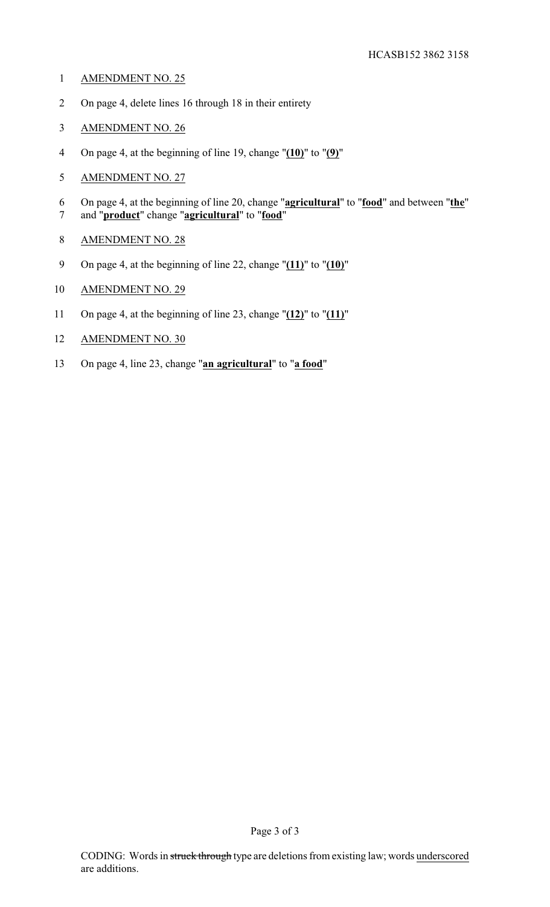AMENDMENT NO. 25

On page 4, delete lines 16 through 18 in their entirety

AMENDMENT NO. 26

On page 4, at the beginning of line 19, change "**(10)**" to "**(9)**"

AMENDMENT NO. 27

On page 4, at the beginning of line 20, change "**agricultural**" to "**food**" and between "**the**" and "**product**" change "**agricultural**" to "**food**"

AMENDMENT NO. 28

On page 4, at the beginning of line 22, change "**(11)**" to "**(10)**"

AMENDMENT NO. 29

On page 4, at the beginning of line 23, change "**(12)**" to "**(11)**"

AMENDMENT NO. 30

On page 4, line 23, change "**an agricultural**" to "**a food**"

CODING: Words in ~~struck through~~ type are deletions from existing law; words underscored are additions.